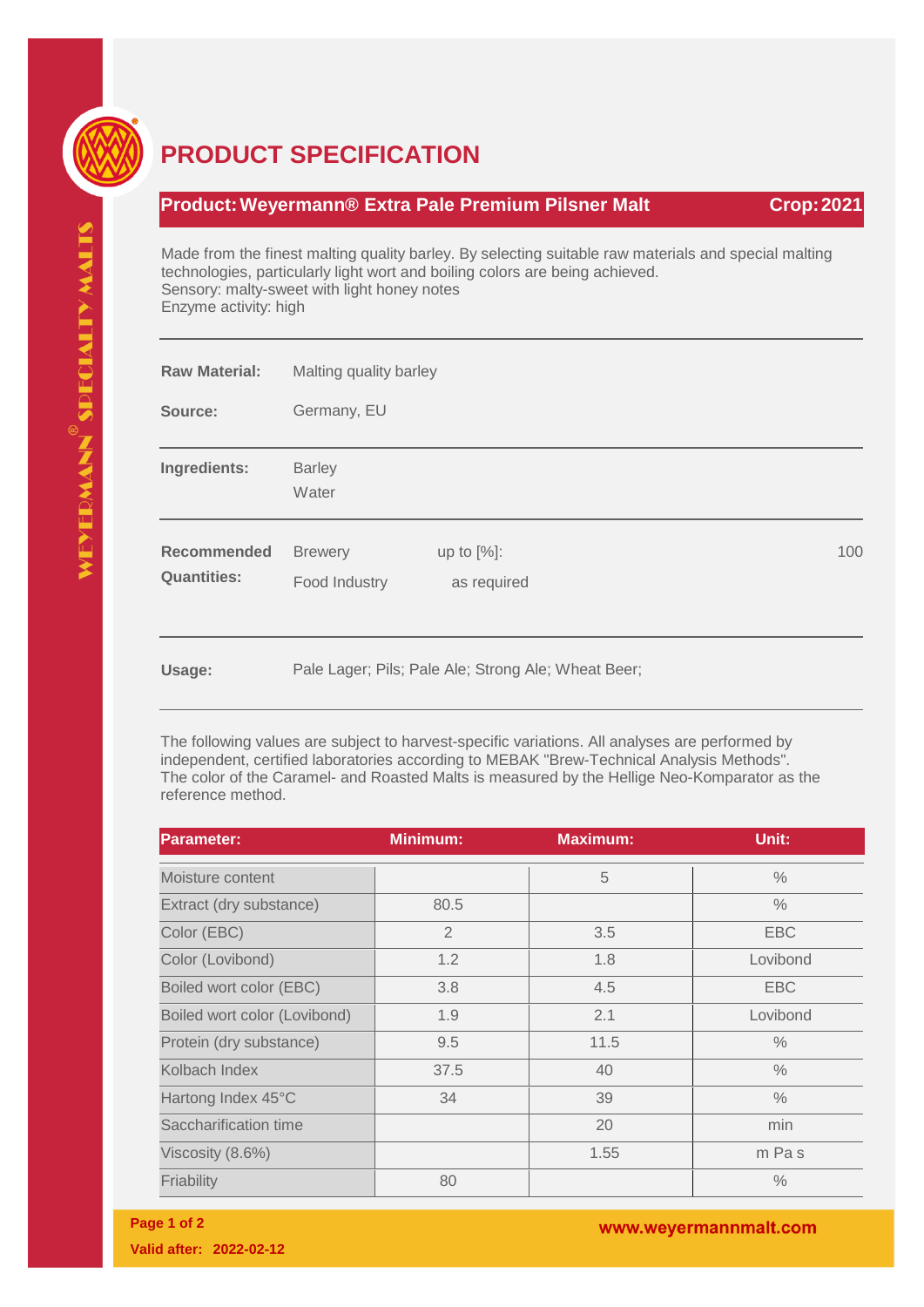# PRODUCT SPECIFICATION

**Product: Weyermann® Extra Pale Premium Pilsner Malt** **Crop: 2021**

Made from the finest malting quality barley. By selecting suitable raw materials and special malting technologies, particularly light wort and boiling colors are being achieved.
Sensory: malty-sweet with light honey notes
Enzyme activity: high

**Raw Material:** Malting quality barley

**Source:** Germany, EU

**Ingredients:** Barley
Water

| | | | |
|---|---|---|---|
| **Recommended Quantities:** | Brewery | up to [%]: | 100 |
| | Food Industry | as required | |

**Usage:** Pale Lager; Pils; Pale Ale; Strong Ale; Wheat Beer;

The following values are subject to harvest-specific variations. All analyses are performed by independent, certified laboratories according to MEBAK "Brew-Technical Analysis Methods". The color of the Caramel- and Roasted Malts is measured by the Hellige Neo-Komparator as the reference method.

| Parameter: | Minimum: | Maximum: | Unit: |
|---|---|---|---|
| Moisture content | | 5 | % |
| Extract (dry substance) | 80.5 | | % |
| Color (EBC) | 2 | 3.5 | EBC |
| Color (Lovibond) | 1.2 | 1.8 | Lovibond |
| Boiled wort color (EBC) | 3.8 | 4.5 | EBC |
| Boiled wort color (Lovibond) | 1.9 | 2.1 | Lovibond |
| Protein (dry substance) | 9.5 | 11.5 | % |
| Kolbach Index | 37.5 | 40 | % |
| Hartong Index 45°C | 34 | 39 | % |
| Saccharification time | | 20 | min |
| Viscosity (8.6%) | | 1.55 | m Pa s |
| Friability | 80 | | % |

Valid after: 2022-02-12

www.weyermannmalt.com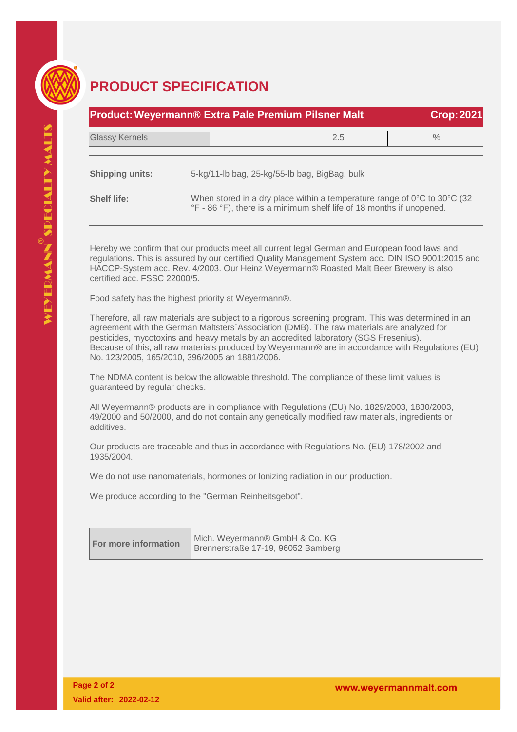# PRODUCT SPECIFICATION

| Product: Weyermann® Extra Pale Premium Pilsner Malt | | | Crop: 2021 |
|---|---|---|---|
| Glassy Kernels | | 2.5 | % |

**Shipping units:** 5-kg/11-lb bag, 25-kg/55-lb bag, BigBag, bulk

**Shelf life:** When stored in a dry place within a temperature range of 0°C to 30°C (32 °F - 86 °F), there is a minimum shelf life of 18 months if unopened.

Hereby we confirm that our products meet all current legal German and European food laws and regulations. This is assured by our certified Quality Management System acc. DIN ISO 9001:2015 and HACCP-System acc. Rev. 4/2003. Our Heinz Weyermann® Roasted Malt Beer Brewery is also certified acc. FSSC 22000/5.

Food safety has the highest priority at Weyermann®.

Therefore, all raw materials are subject to a rigorous screening program. This was determined in an agreement with the German Maltsters´Association (DMB). The raw materials are analyzed for pesticides, mycotoxins and heavy metals by an accredited laboratory (SGS Fresenius). Because of this, all raw materials produced by Weyermann® are in accordance with Regulations (EU) No. 123/2005, 165/2010, 396/2005 an 1881/2006.

The NDMA content is below the allowable threshold. The compliance of these limit values is guaranteed by regular checks.

All Weyermann® products are in compliance with Regulations (EU) No. 1829/2003, 1830/2003, 49/2000 and 50/2000, and do not contain any genetically modified raw materials, ingredients or additives.

Our products are traceable and thus in accordance with Regulations No. (EU) 178/2002 and 1935/2004.

We do not use nanomaterials, hormones or Ionizing radiation in our production.

We produce according to the "German Reinheitsgebot".

| | |
|---|---|
| **For more information** | Mich. Weyermann® GmbH & Co. KG<br>Brennerstraße 17-19, 96052 Bamberg |

**Valid after: 2022-02-12**

www.weyermannmalt.com